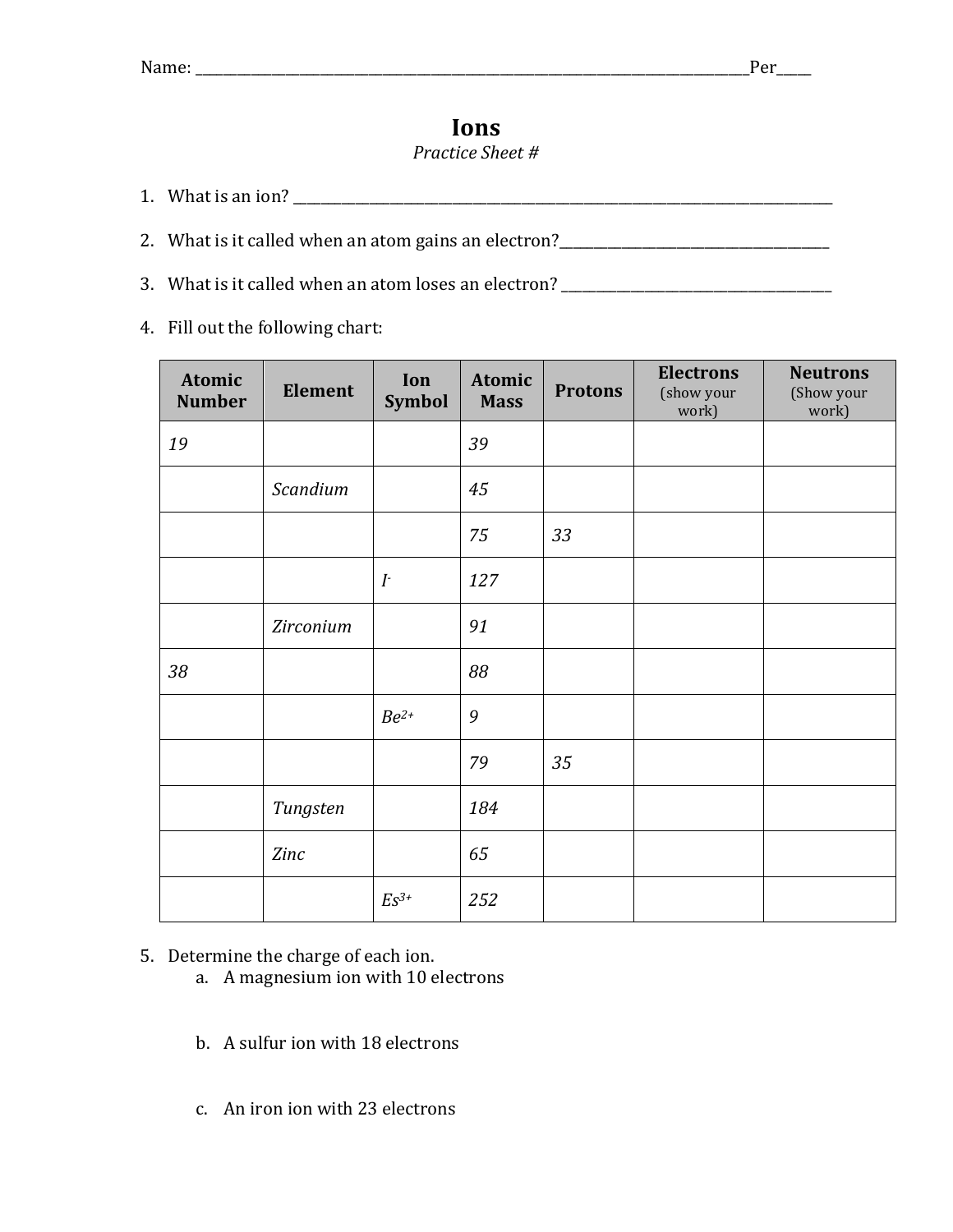Name: \_\_\_\_\_\_\_\_\_\_\_\_\_\_\_\_\_\_\_\_\_\_\_\_\_\_\_\_\_\_\_\_\_\_\_\_\_\_\_\_\_\_\_\_\_\_\_\_\_\_\_\_\_\_\_\_\_\_\_\_\_\_\_\_\_\_\_\_\_\_\_\_Per\_\_\_\_

# Ions

*Practice Sheet #*

1. What is an ion? \_\_\_\_\_\_\_\_\_\_\_\_\_\_\_\_\_\_\_\_\_\_\_\_\_\_\_\_\_\_\_\_\_\_\_\_\_\_\_\_\_\_\_\_\_\_\_\_\_\_\_\_\_\_\_\_\_\_\_\_\_\_\_\_\_\_\_\_\_\_\_\_
2. What is it called when an atom gains an electron?\_\_\_\_\_\_\_\_\_\_\_\_\_\_\_\_\_\_\_\_\_\_\_\_\_\_\_\_\_\_\_\_\_\_\_\_\_
3. What is it called when an atom loses an electron? \_\_\_\_\_\_\_\_\_\_\_\_\_\_\_\_\_\_\_\_\_\_\_\_\_\_\_\_\_\_\_\_\_\_\_\_\_
4. Fill out the following chart:

| Atomic Number | Element | Ion Symbol | Atomic Mass | Protons | Electrons (show your work) | Neutrons (Show your work) |
|---|---|---|---|---|---|---|
| *19* | | | *39* | | | |
| | *Scandium* | | *45* | | | |
| | | | *75* | *33* | | |
| | | *$I^-$* | *127* | | | |
| | *Zirconium* | | *91* | | | |
| *38* | | | *88* | | | |
| | | *$Be^{2+}$* | *9* | | | |
| | | | *79* | *35* | | |
| | *Tungsten* | | *184* | | | |
| | *Zinc* | | *65* | | | |
| | | *$Es^{3+}$* | *252* | | | |

5. Determine the charge of each ion.
   a. A magnesium ion with 10 electrons

   b. A sulfur ion with 18 electrons

   c. An iron ion with 23 electrons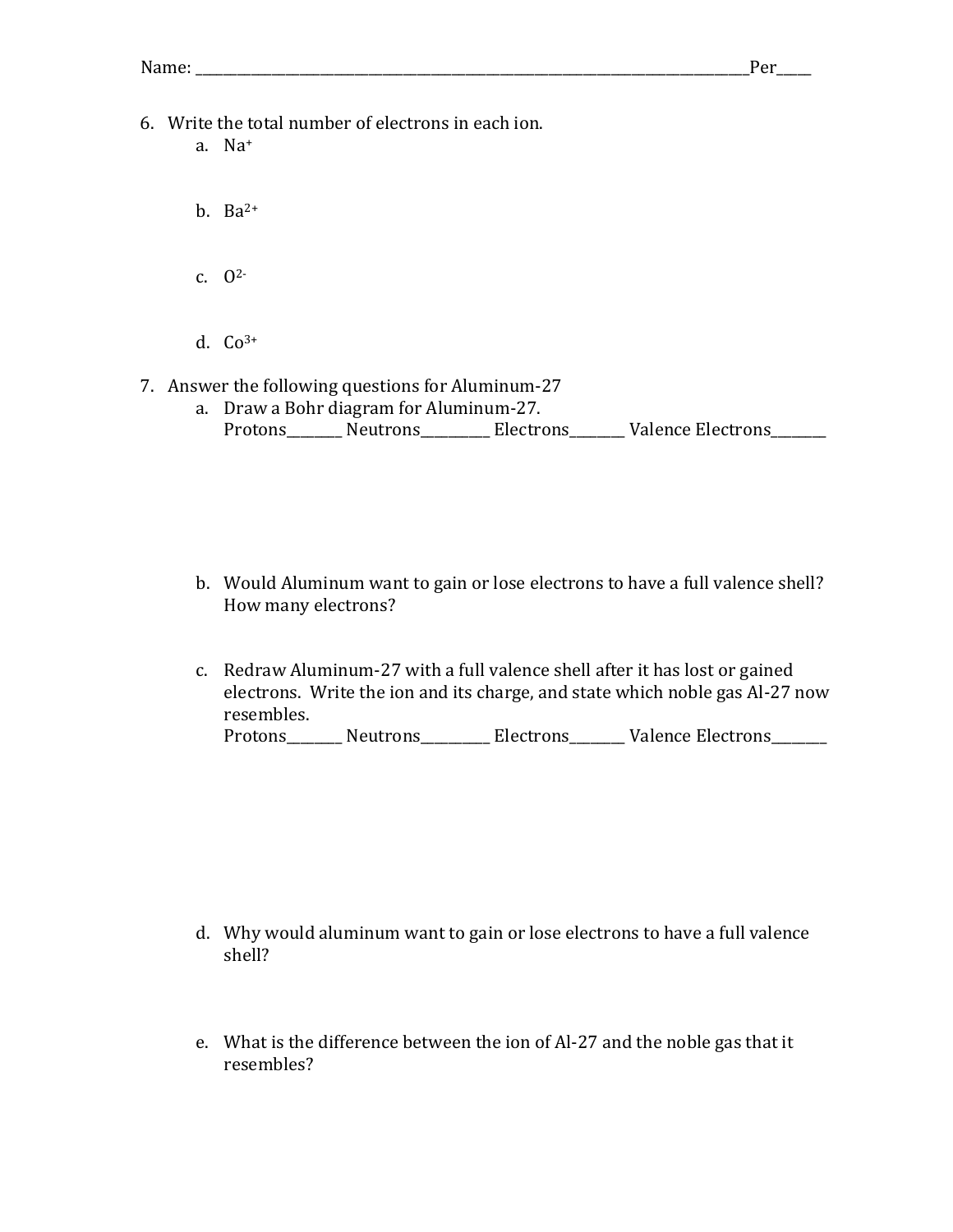Name: ______________________________________________________________________________Per____

6. Write the total number of electrons in each ion.
   a. $Na^{+}$

   b. $Ba^{2+}$

   c. $O^{2-}$

   d. $Co^{3+}$

7. Answer the following questions for Aluminum-27
   a. Draw a Bohr diagram for Aluminum-27.
      Protons_______ Neutrons_________ Electrons_______ Valence Electrons_______

   b. Would Aluminum want to gain or lose electrons to have a full valence shell? How many electrons?

   c. Redraw Aluminum-27 with a full valence shell after it has lost or gained electrons. Write the ion and its charge, and state which noble gas Al-27 now resembles.
      Protons_______ Neutrons_________ Electrons_______ Valence Electrons_______

   d. Why would aluminum want to gain or lose electrons to have a full valence shell?

   e. What is the difference between the ion of Al-27 and the noble gas that it resembles?